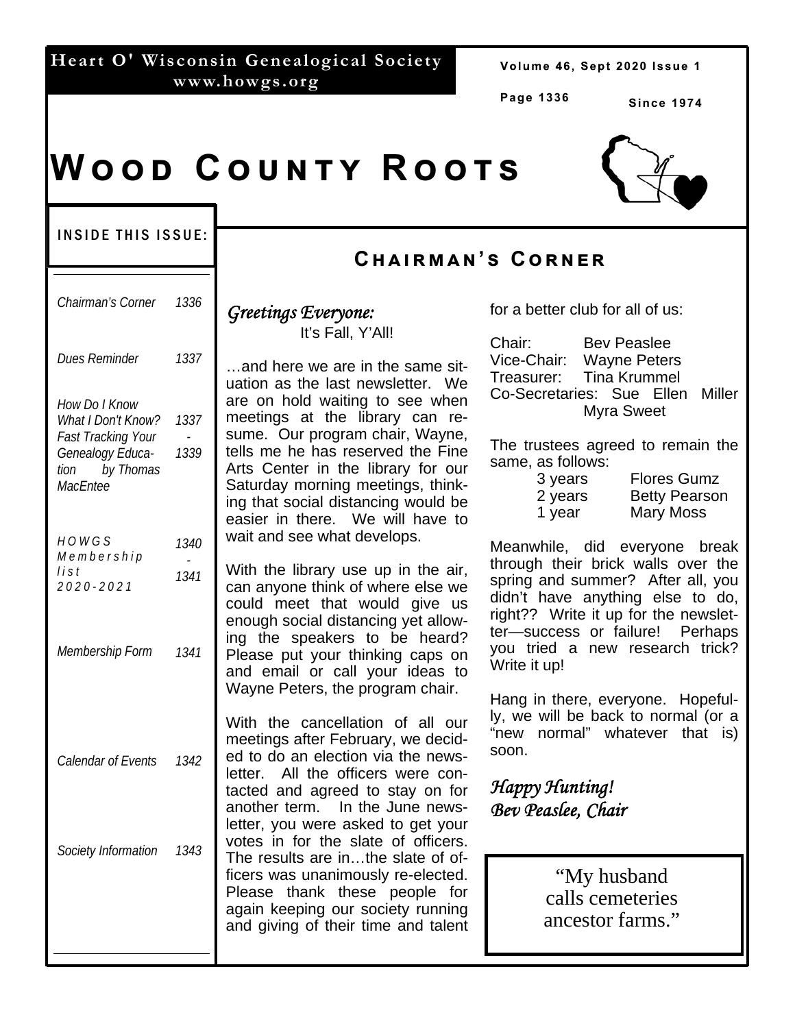**Heart O' Wisconsin Genealogical Society**
**www.howgs.org**

Since 1974

# Wood County Roots

## Inside This Issue:

| | |
|---|---|
| *Chairman's Corner* | *1336* |
| *Dues Reminder* | *1337* |
| *How Do I Know What I Don't Know? Fast Tracking Your Genealogy Education by Thomas MacEntee* | *1337 - 1339* |
| *HOWGS Membership list 2020-2021* | *1340 - 1341* |
| *Membership Form* | *1341* |
| *Calendar of Events* | *1342* |
| *Society Information* | *1343* |

## Chairman's Corner

*Greetings Everyone:*

It's Fall, Y'All!

…and here we are in the same situation as the last newsletter. We are on hold waiting to see when meetings at the library can resume. Our program chair, Wayne, tells me he has reserved the Fine Arts Center in the library for our Saturday morning meetings, thinking that social distancing would be easier in there. We will have to wait and see what develops.

With the library use up in the air, can anyone think of where else we could meet that would give us enough social distancing yet allowing the speakers to be heard? Please put your thinking caps on and email or call your ideas to Wayne Peters, the program chair.

With the cancellation of all our meetings after February, we decided to do an election via the newsletter. All the officers were contacted and agreed to stay on for another term. In the June newsletter, you were asked to get your votes in for the slate of officers. The results are in…the slate of officers was unanimously re-elected. Please thank these people for again keeping our society running and giving of their time and talent for a better club for all of us:

Chair: Bev Peaslee
Vice-Chair: Wayne Peters
Treasurer: Tina Krummel
Co-Secretaries: Sue Ellen Miller, Myra Sweet

The trustees agreed to remain the same, as follows:

| | |
|---|---|
| 3 years | Flores Gumz |
| 2 years | Betty Pearson |
| 1 year | Mary Moss |

Meanwhile, did everyone break through their brick walls over the spring and summer? After all, you didn't have anything else to do, right?? Write it up for the newsletter—success or failure! Perhaps you tried a new research trick? Write it up!

Hang in there, everyone. Hopefully, we will be back to normal (or a "new normal" whatever that is) soon.

*Happy Hunting!*
*Bev Peaslee, Chair*

> "My husband calls cemeteries ancestor farms."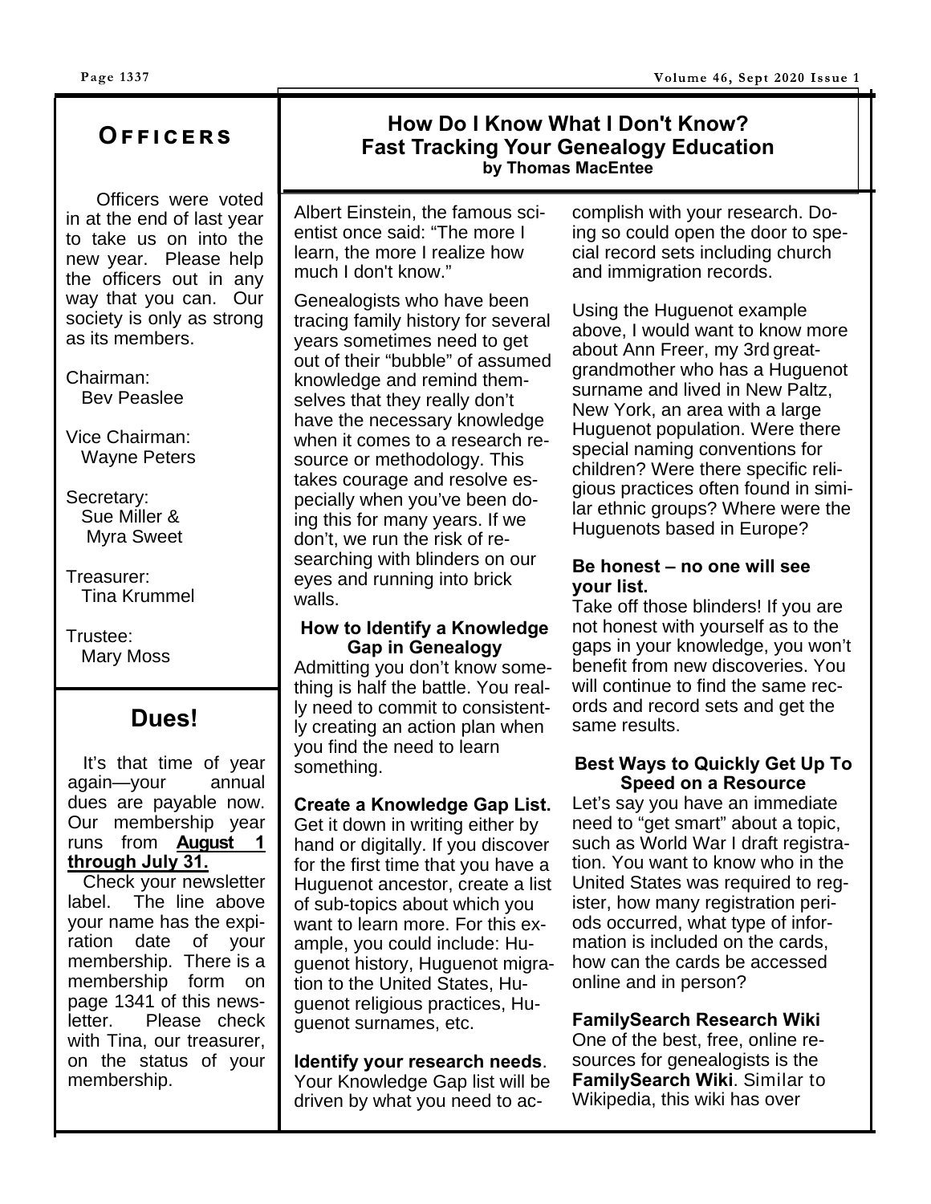## Officers

Officers were voted in at the end of last year to take us on into the new year. Please help the officers out in any way that you can. Our society is only as strong as its members.

Chairman:
Bev Peaslee

Vice Chairman:
Wayne Peters

Secretary:
Sue Miller &
Myra Sweet

Treasurer:
Tina Krummel

Trustee:
Mary Moss

## Dues!

It's that time of year again—your annual dues are payable now. Our membership year runs from **August 1 through July 31.**

Check your newsletter label. The line above your name has the expiration date of your membership. There is a membership form on page 1341 of this newsletter. Please check with Tina, our treasurer, on the status of your membership.

## How Do I Know What I Don't Know? Fast Tracking Your Genealogy Education

**by Thomas MacEntee**

Albert Einstein, the famous scientist once said: "The more I learn, the more I realize how much I don't know."

Genealogists who have been tracing family history for several years sometimes need to get out of their "bubble" of assumed knowledge and remind themselves that they really don't have the necessary knowledge when it comes to a research resource or methodology. This takes courage and resolve especially when you've been doing this for many years. If we don't, we run the risk of researching with blinders on our eyes and running into brick walls.

### How to Identify a Knowledge Gap in Genealogy

Admitting you don't know something is half the battle. You really need to commit to consistently creating an action plan when you find the need to learn something.

**Create a Knowledge Gap List.** Get it down in writing either by hand or digitally. If you discover for the first time that you have a Huguenot ancestor, create a list of sub-topics about which you want to learn more. For this example, you could include: Huguenot history, Huguenot migration to the United States, Huguenot religious practices, Huguenot surnames, etc.

**Identify your research needs**. Your Knowledge Gap list will be driven by what you need to accomplish with your research. Doing so could open the door to special record sets including church and immigration records.

Using the Huguenot example above, I would want to know more about Ann Freer, my 3rd great-grandmother who has a Huguenot surname and lived in New Paltz, New York, an area with a large Huguenot population. Were there special naming conventions for children? Were there specific religious practices often found in similar ethnic groups? Where were the Huguenots based in Europe?

**Be honest – no one will see your list.**
Take off those blinders! If you are not honest with yourself as to the gaps in your knowledge, you won't benefit from new discoveries. You will continue to find the same records and record sets and get the same results.

### Best Ways to Quickly Get Up To Speed on a Resource

Let's say you have an immediate need to "get smart" about a topic, such as World War I draft registration. You want to know who in the United States was required to register, how many registration periods occurred, what type of information is included on the cards, how can the cards be accessed online and in person?

**FamilySearch Research Wiki**
One of the best, free, online resources for genealogists is the **FamilySearch Wiki**. Similar to Wikipedia, this wiki has over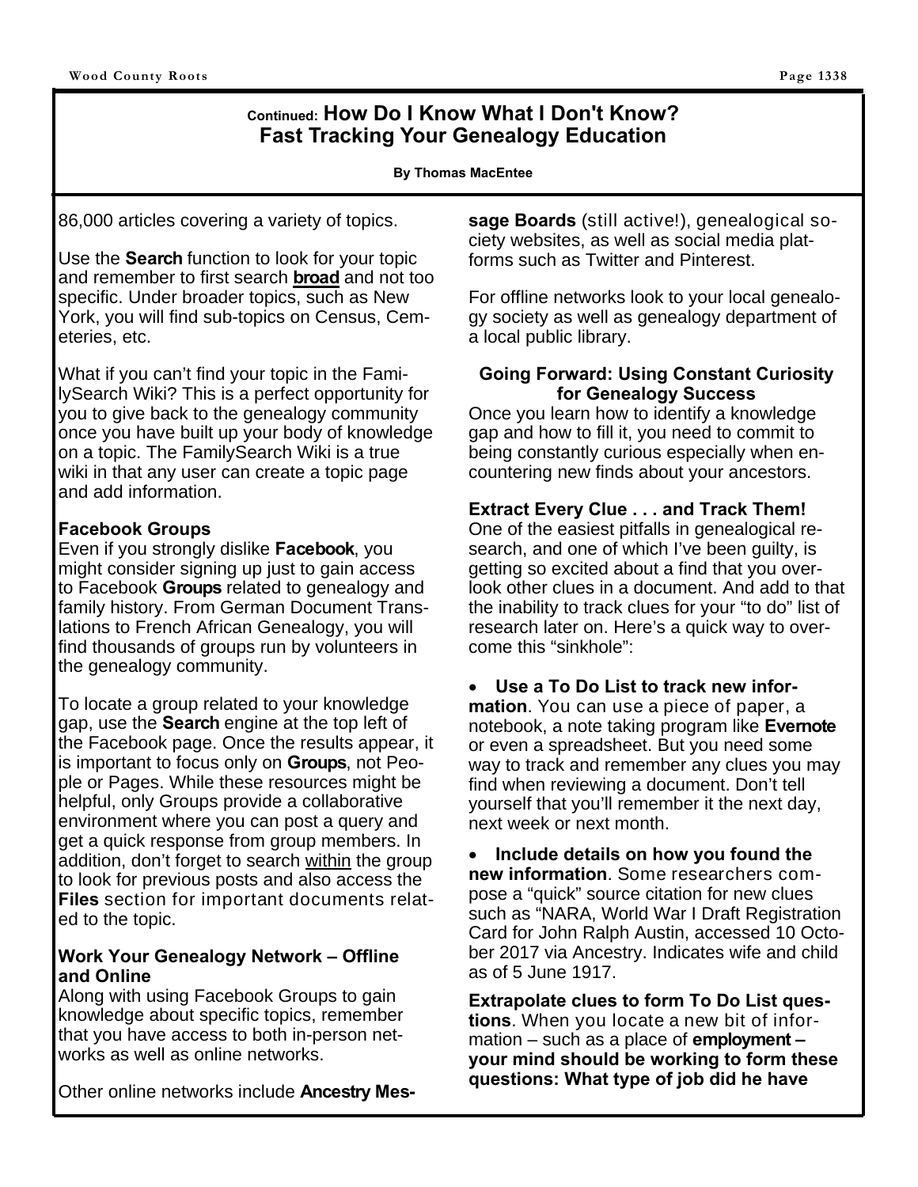## Continued: How Do I Know What I Don't Know? Fast Tracking Your Genealogy Education

**By Thomas MacEntee**

86,000 articles covering a variety of topics.

Use the **Search** function to look for your topic and remember to first search **broad** and not too specific. Under broader topics, such as New York, you will find sub-topics on Census, Cemeteries, etc.

What if you can't find your topic in the FamilySearch Wiki? This is a perfect opportunity for you to give back to the genealogy community once you have built up your body of knowledge on a topic. The FamilySearch Wiki is a true wiki in that any user can create a topic page and add information.

**Facebook Groups**

Even if you strongly dislike **Facebook**, you might consider signing up just to gain access to Facebook **Groups** related to genealogy and family history. From German Document Translations to French African Genealogy, you will find thousands of groups run by volunteers in the genealogy community.

To locate a group related to your knowledge gap, use the **Search** engine at the top left of the Facebook page. Once the results appear, it is important to focus only on **Groups**, not People or Pages. While these resources might be helpful, only Groups provide a collaborative environment where you can post a query and get a quick response from group members. In addition, don't forget to search within the group to look for previous posts and also access the **Files** section for important documents related to the topic.

**Work Your Genealogy Network – Offline and Online**

Along with using Facebook Groups to gain knowledge about specific topics, remember that you have access to both in-person networks as well as online networks.

Other online networks include **Ancestry Message Boards** (still active!), genealogical society websites, as well as social media platforms such as Twitter and Pinterest.

For offline networks look to your local genealogy society as well as genealogy department of a local public library.

### Going Forward: Using Constant Curiosity for Genealogy Success

Once you learn how to identify a knowledge gap and how to fill it, you need to commit to being constantly curious especially when encountering new finds about your ancestors.

**Extract Every Clue . . . and Track Them!**

One of the easiest pitfalls in genealogical research, and one of which I've been guilty, is getting so excited about a find that you overlook other clues in a document. And add to that the inability to track clues for your "to do" list of research later on. Here's a quick way to overcome this "sinkhole":

- **Use a To Do List to track new information**. You can use a piece of paper, a notebook, a note taking program like **Evernote** or even a spreadsheet. But you need some way to track and remember any clues you may find when reviewing a document. Don't tell yourself that you'll remember it the next day, next week or next month.
- **Include details on how you found the new information**. Some researchers compose a "quick" source citation for new clues such as "NARA, World War I Draft Registration Card for John Ralph Austin, accessed 10 October 2017 via Ancestry. Indicates wife and child as of 5 June 1917.

**Extrapolate clues to form To Do List questions**. When you locate a new bit of information – such as a place of **employment – your mind should be working to form these questions: What type of job did he have**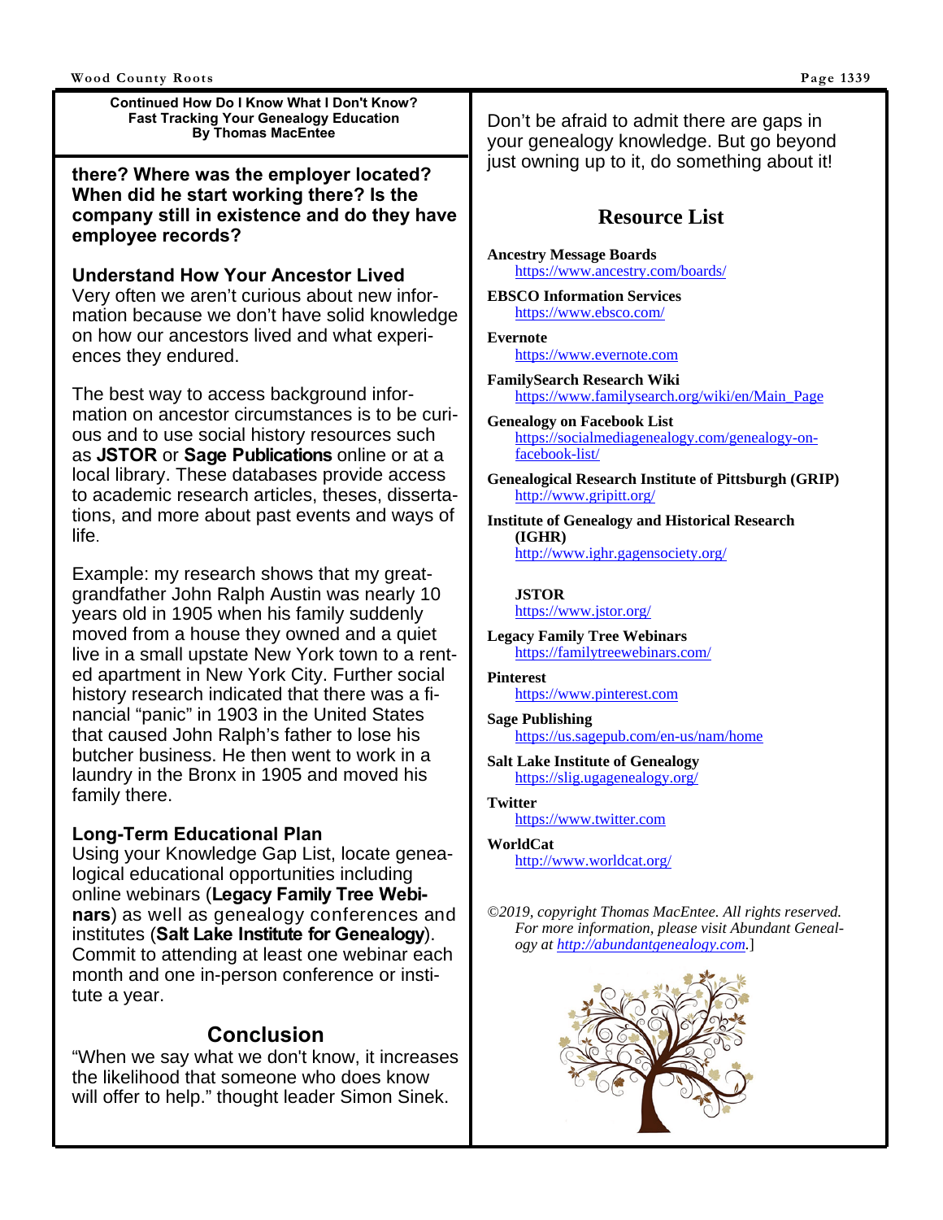**Continued How Do I Know What I Don't Know?**
**Fast Tracking Your Genealogy Education**
**By Thomas MacEntee**

**there? Where was the employer located? When did he start working there? Is the company still in existence and do they have employee records?**

### Understand How Your Ancestor Lived

Very often we aren't curious about new information because we don't have solid knowledge on how our ancestors lived and what experiences they endured.

The best way to access background information on ancestor circumstances is to be curious and to use social history resources such as **JSTOR** or **Sage Publications** online or at a local library. These databases provide access to academic research articles, theses, dissertations, and more about past events and ways of life.

Example: my research shows that my great-grandfather John Ralph Austin was nearly 10 years old in 1905 when his family suddenly moved from a house they owned and a quiet live in a small upstate New York town to a rented apartment in New York City. Further social history research indicated that there was a financial "panic" in 1903 in the United States that caused John Ralph's father to lose his butcher business. He then went to work in a laundry in the Bronx in 1905 and moved his family there.

### Long-Term Educational Plan

Using your Knowledge Gap List, locate genealogical educational opportunities including online webinars (**Legacy Family Tree Webinars**) as well as genealogy conferences and institutes (**Salt Lake Institute for Genealogy**). Commit to attending at least one webinar each month and one in-person conference or institute a year.

## Conclusion

"When we say what we don't know, it increases the likelihood that someone who does know will offer to help." thought leader Simon Sinek.

Don't be afraid to admit there are gaps in your genealogy knowledge. But go beyond just owning up to it, do something about it!

## Resource List

**Ancestry Message Boards**
https://www.ancestry.com/boards/

**EBSCO Information Services**
https://www.ebsco.com/

**Evernote**
https://www.evernote.com

**FamilySearch Research Wiki**
https://www.familysearch.org/wiki/en/Main_Page

**Genealogy on Facebook List**
https://socialmediagenealogy.com/genealogy-on-facebook-list/

**Genealogical Research Institute of Pittsburgh (GRIP)**
http://www.gripitt.org/

**Institute of Genealogy and Historical Research (IGHR)**
http://www.ighr.gagensociety.org/

**JSTOR**
https://www.jstor.org/

**Legacy Family Tree Webinars**
https://familytreewebinars.com/

**Pinterest**
https://www.pinterest.com

**Sage Publishing**
https://us.sagepub.com/en-us/nam/home

**Salt Lake Institute of Genealogy**
https://slig.ugagenealogy.org/

**Twitter**
https://www.twitter.com

**WorldCat**
http://www.worldcat.org/

*©2019, copyright Thomas MacEntee. All rights reserved. For more information, please visit Abundant Genealogy at http://abundantgenealogy.com.*]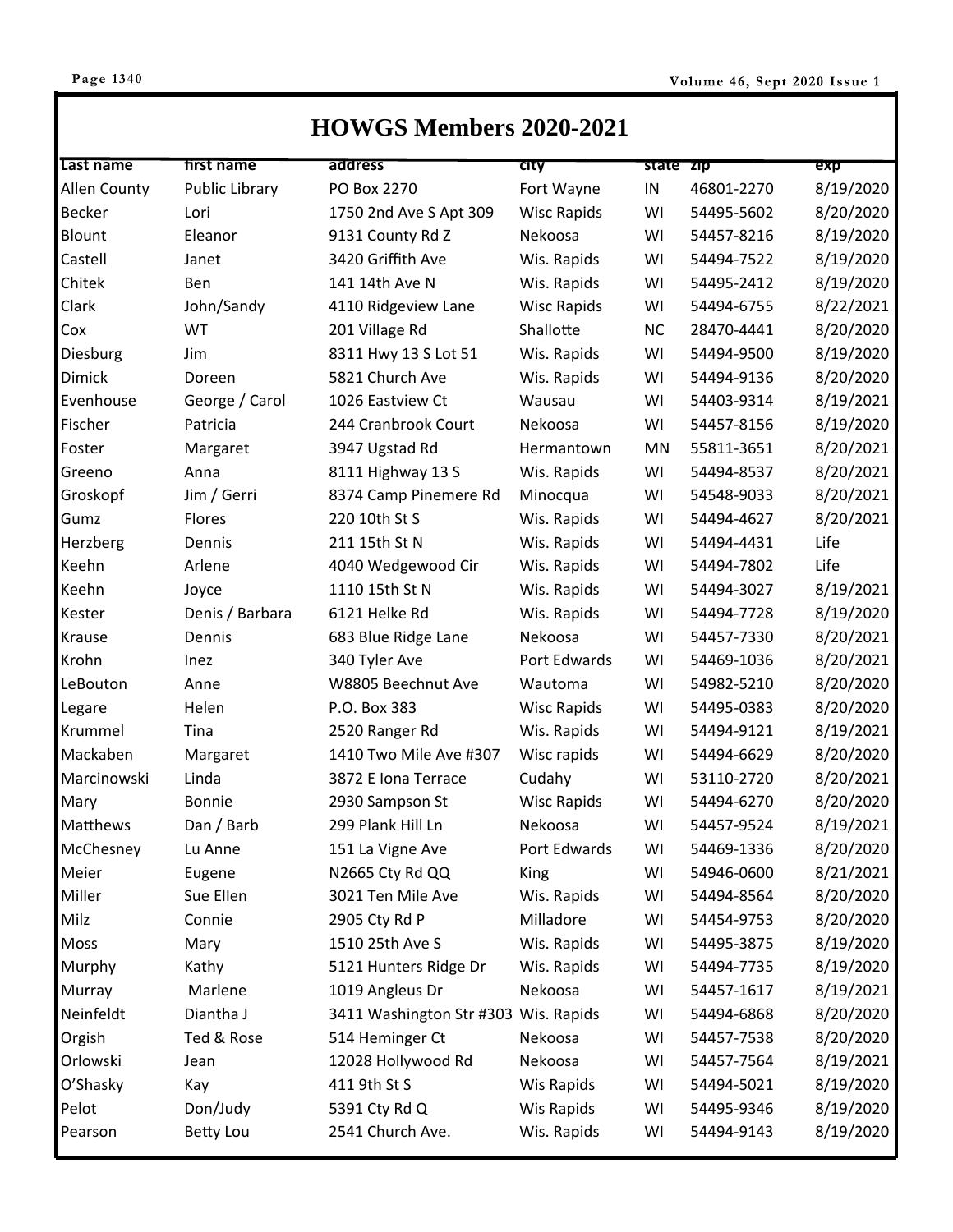# HOWGS Members 2020-2021

| Last name | first name | address | city | state | zip | exp |
|---|---|---|---|---|---|---|
| Allen County | Public Library | PO Box 2270 | Fort Wayne | IN | 46801-2270 | 8/19/2020 |
| Becker | Lori | 1750 2nd Ave S Apt 309 | Wisc Rapids | WI | 54495-5602 | 8/20/2020 |
| Blount | Eleanor | 9131 County Rd Z | Nekoosa | WI | 54457-8216 | 8/19/2020 |
| Castell | Janet | 3420 Griffith Ave | Wis. Rapids | WI | 54494-7522 | 8/19/2020 |
| Chitek | Ben | 141 14th Ave N | Wis. Rapids | WI | 54495-2412 | 8/19/2020 |
| Clark | John/Sandy | 4110 Ridgeview Lane | Wisc Rapids | WI | 54494-6755 | 8/22/2021 |
| Cox | WT | 201 Village Rd | Shallotte | NC | 28470-4441 | 8/20/2020 |
| Diesburg | Jim | 8311 Hwy 13 S Lot 51 | Wis. Rapids | WI | 54494-9500 | 8/19/2020 |
| Dimick | Doreen | 5821 Church Ave | Wis. Rapids | WI | 54494-9136 | 8/20/2020 |
| Evenhouse | George / Carol | 1026 Eastview Ct | Wausau | WI | 54403-9314 | 8/19/2021 |
| Fischer | Patricia | 244 Cranbrook Court | Nekoosa | WI | 54457-8156 | 8/19/2020 |
| Foster | Margaret | 3947 Ugstad Rd | Hermantown | MN | 55811-3651 | 8/20/2021 |
| Greeno | Anna | 8111 Highway 13 S | Wis. Rapids | WI | 54494-8537 | 8/20/2021 |
| Groskopf | Jim / Gerri | 8374 Camp Pinemere Rd | Minocqua | WI | 54548-9033 | 8/20/2021 |
| Gumz | Flores | 220 10th St S | Wis. Rapids | WI | 54494-4627 | 8/20/2021 |
| Herzberg | Dennis | 211 15th St N | Wis. Rapids | WI | 54494-4431 | Life |
| Keehn | Arlene | 4040 Wedgewood Cir | Wis. Rapids | WI | 54494-7802 | Life |
| Keehn | Joyce | 1110 15th St N | Wis. Rapids | WI | 54494-3027 | 8/19/2021 |
| Kester | Denis / Barbara | 6121 Helke Rd | Wis. Rapids | WI | 54494-7728 | 8/19/2020 |
| Krause | Dennis | 683 Blue Ridge Lane | Nekoosa | WI | 54457-7330 | 8/20/2021 |
| Krohn | Inez | 340 Tyler Ave | Port Edwards | WI | 54469-1036 | 8/20/2021 |
| LeBouton | Anne | W8805 Beechnut Ave | Wautoma | WI | 54982-5210 | 8/20/2020 |
| Legare | Helen | P.O. Box 383 | Wisc Rapids | WI | 54495-0383 | 8/20/2020 |
| Krummel | Tina | 2520 Ranger Rd | Wis. Rapids | WI | 54494-9121 | 8/19/2021 |
| Mackaben | Margaret | 1410 Two Mile Ave #307 | Wisc rapids | WI | 54494-6629 | 8/20/2020 |
| Marcinowski | Linda | 3872 E Iona Terrace | Cudahy | WI | 53110-2720 | 8/20/2021 |
| Mary | Bonnie | 2930 Sampson St | Wisc Rapids | WI | 54494-6270 | 8/20/2020 |
| Matthews | Dan / Barb | 299 Plank Hill Ln | Nekoosa | WI | 54457-9524 | 8/19/2021 |
| McChesney | Lu Anne | 151 La Vigne Ave | Port Edwards | WI | 54469-1336 | 8/20/2020 |
| Meier | Eugene | N2665 Cty Rd QQ | King | WI | 54946-0600 | 8/21/2021 |
| Miller | Sue Ellen | 3021 Ten Mile Ave | Wis. Rapids | WI | 54494-8564 | 8/20/2020 |
| Milz | Connie | 2905 Cty Rd P | Milladore | WI | 54454-9753 | 8/20/2020 |
| Moss | Mary | 1510 25th Ave S | Wis. Rapids | WI | 54495-3875 | 8/19/2020 |
| Murphy | Kathy | 5121 Hunters Ridge Dr | Wis. Rapids | WI | 54494-7735 | 8/19/2020 |
| Murray | Marlene | 1019 Angleus Dr | Nekoosa | WI | 54457-1617 | 8/19/2021 |
| Neinfeldt | Diantha J | 3411 Washington Str #303 | Wis. Rapids | WI | 54494-6868 | 8/20/2020 |
| Orgish | Ted & Rose | 514 Heminger Ct | Nekoosa | WI | 54457-7538 | 8/20/2020 |
| Orlowski | Jean | 12028 Hollywood Rd | Nekoosa | WI | 54457-7564 | 8/19/2021 |
| O'Shasky | Kay | 411 9th St S | Wis Rapids | WI | 54494-5021 | 8/19/2020 |
| Pelot | Don/Judy | 5391 Cty Rd Q | Wis Rapids | WI | 54495-9346 | 8/19/2020 |
| Pearson | Betty Lou | 2541 Church Ave. | Wis. Rapids | WI | 54494-9143 | 8/19/2020 |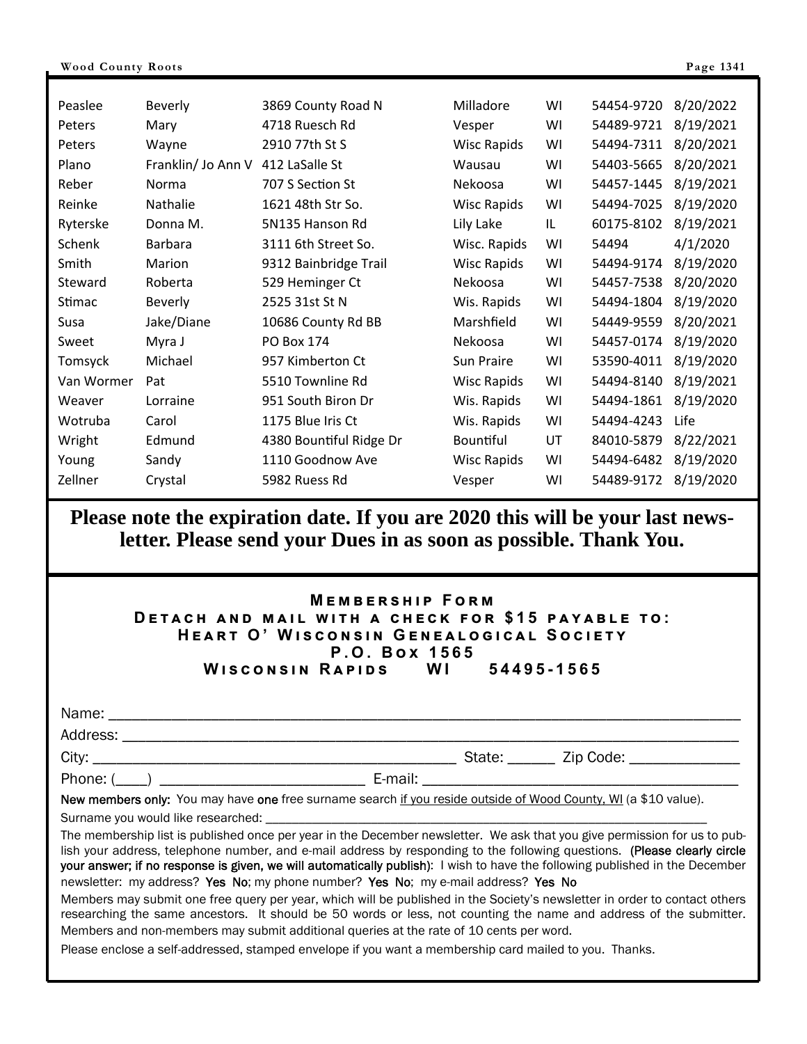| | | | | | | |
|---|---|---|---|---|---|---|
| Peaslee | Beverly | 3869 County Road N | Milladore | WI | 54454-9720 | 8/20/2022 |
| Peters | Mary | 4718 Ruesch Rd | Vesper | WI | 54489-9721 | 8/19/2021 |
| Peters | Wayne | 2910 77th St S | Wisc Rapids | WI | 54494-7311 | 8/20/2021 |
| Plano | Franklin/ Jo Ann V | 412 LaSalle St | Wausau | WI | 54403-5665 | 8/20/2021 |
| Reber | Norma | 707 S Section St | Nekoosa | WI | 54457-1445 | 8/19/2021 |
| Reinke | Nathalie | 1621 48th Str So. | Wisc Rapids | WI | 54494-7025 | 8/19/2020 |
| Ryterske | Donna M. | 5N135 Hanson Rd | Lily Lake | IL | 60175-8102 | 8/19/2021 |
| Schenk | Barbara | 3111 6th Street So. | Wisc. Rapids | WI | 54494 | 4/1/2020 |
| Smith | Marion | 9312 Bainbridge Trail | Wisc Rapids | WI | 54494-9174 | 8/19/2020 |
| Steward | Roberta | 529 Heminger Ct | Nekoosa | WI | 54457-7538 | 8/20/2020 |
| Stimac | Beverly | 2525 31st St N | Wis. Rapids | WI | 54494-1804 | 8/19/2020 |
| Susa | Jake/Diane | 10686 County Rd BB | Marshfield | WI | 54449-9559 | 8/20/2021 |
| Sweet | Myra J | PO Box 174 | Nekoosa | WI | 54457-0174 | 8/19/2020 |
| Tomsyck | Michael | 957 Kimberton Ct | Sun Praire | WI | 53590-4011 | 8/19/2020 |
| Van Wormer | Pat | 5510 Townline Rd | Wisc Rapids | WI | 54494-8140 | 8/19/2021 |
| Weaver | Lorraine | 951 South Biron Dr | Wis. Rapids | WI | 54494-1861 | 8/19/2020 |
| Wotruba | Carol | 1175 Blue Iris Ct | Wis. Rapids | WI | 54494-4243 | Life |
| Wright | Edmund | 4380 Bountiful Ridge Dr | Bountiful | UT | 84010-5879 | 8/22/2021 |
| Young | Sandy | 1110 Goodnow Ave | Wisc Rapids | WI | 54494-6482 | 8/19/2020 |
| Zellner | Crystal | 5982 Ruess Rd | Vesper | WI | 54489-9172 | 8/19/2020 |

**Please note the expiration date. If you are 2020 this will be your last newsletter. Please send your Dues in as soon as possible. Thank You.**

## Membership Form

**Detach and mail with a check for $15 payable to:**
**Heart O' Wisconsin Genealogical Society**
**P.O. Box 1565**
**Wisconsin Rapids WI 54495-1565**

Name: ______________________________________________________________

Address: ____________________________________________________________

City: ________________________________________ State: ______ Zip Code: ____________

Phone: (____) _______________________ E-mail: ________________________________

**New members only:** You may have **one** free surname search if you reside outside of Wood County, WI (a $10 value).

Surname you would like researched: ________________________________________________

The membership list is published once per year in the December newsletter. We ask that you give permission for us to publish your address, telephone number, and e-mail address by responding to the following questions. **(Please clearly circle your answer; if no response is given, we will automatically publish)**: I wish to have the following published in the December newsletter: my address? **Yes No**; my phone number? **Yes No**; my e-mail address? **Yes No**

Members may submit one free query per year, which will be published in the Society's newsletter in order to contact others researching the same ancestors. It should be 50 words or less, not counting the name and address of the submitter. Members and non-members may submit additional queries at the rate of 10 cents per word.

Please enclose a self-addressed, stamped envelope if you want a membership card mailed to you. Thanks.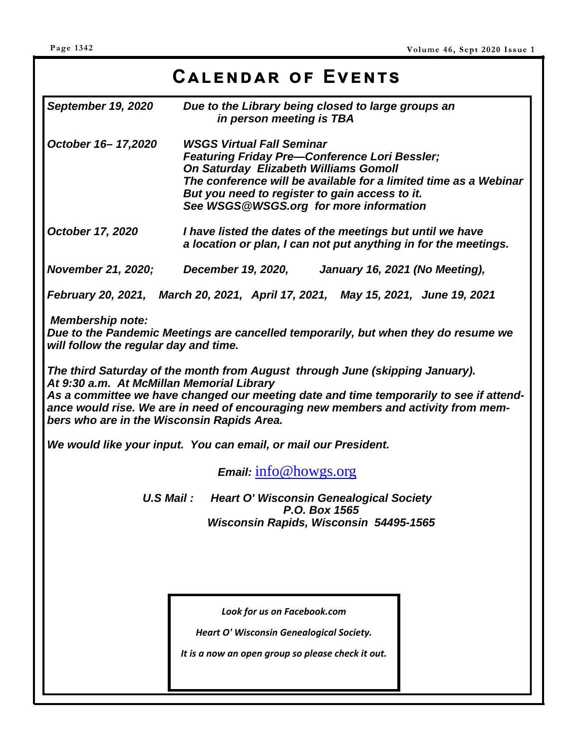# Calendar of Events

***September 19, 2020*** — ***Due to the Library being closed to large groups an in person meeting is TBA***

***October 16– 17,2020*** — ***WSGS Virtual Fall Seminar***
***Featuring Friday Pre—Conference Lori Bessler;***
***On Saturday Elizabeth Williams Gomoll***
***The conference will be available for a limited time as a Webinar***
***But you need to register to gain access to it.***
***See WSGS@WSGS.org for more information***

***October 17, 2020*** — ***I have listed the dates of the meetings but until we have a location or plan, I can not put anything in for the meetings.***

***November 21, 2020; December 19, 2020, January 16, 2021 (No Meeting),***

***February 20, 2021, March 20, 2021, April 17, 2021, May 15, 2021, June 19, 2021***

***Membership note:***
***Due to the Pandemic Meetings are cancelled temporarily, but when they do resume we will follow the regular day and time.***

***The third Saturday of the month from August through June (skipping January).***
***At 9:30 a.m. At McMillan Memorial Library***
***As a committee we have changed our meeting date and time temporarily to see if attendance would rise. We are in need of encouraging new members and activity from members who are in the Wisconsin Rapids Area.***

***We would like your input. You can email, or mail our President.***

***Email:*** info@howgs.org

***U.S Mail :*** ***Heart O' Wisconsin Genealogical Society***
***P.O. Box 1565***
***Wisconsin Rapids, Wisconsin 54495-1565***

*Look for us on Facebook.com*

*Heart O' Wisconsin Genealogical Society.*

*It is a now an open group so please check it out.*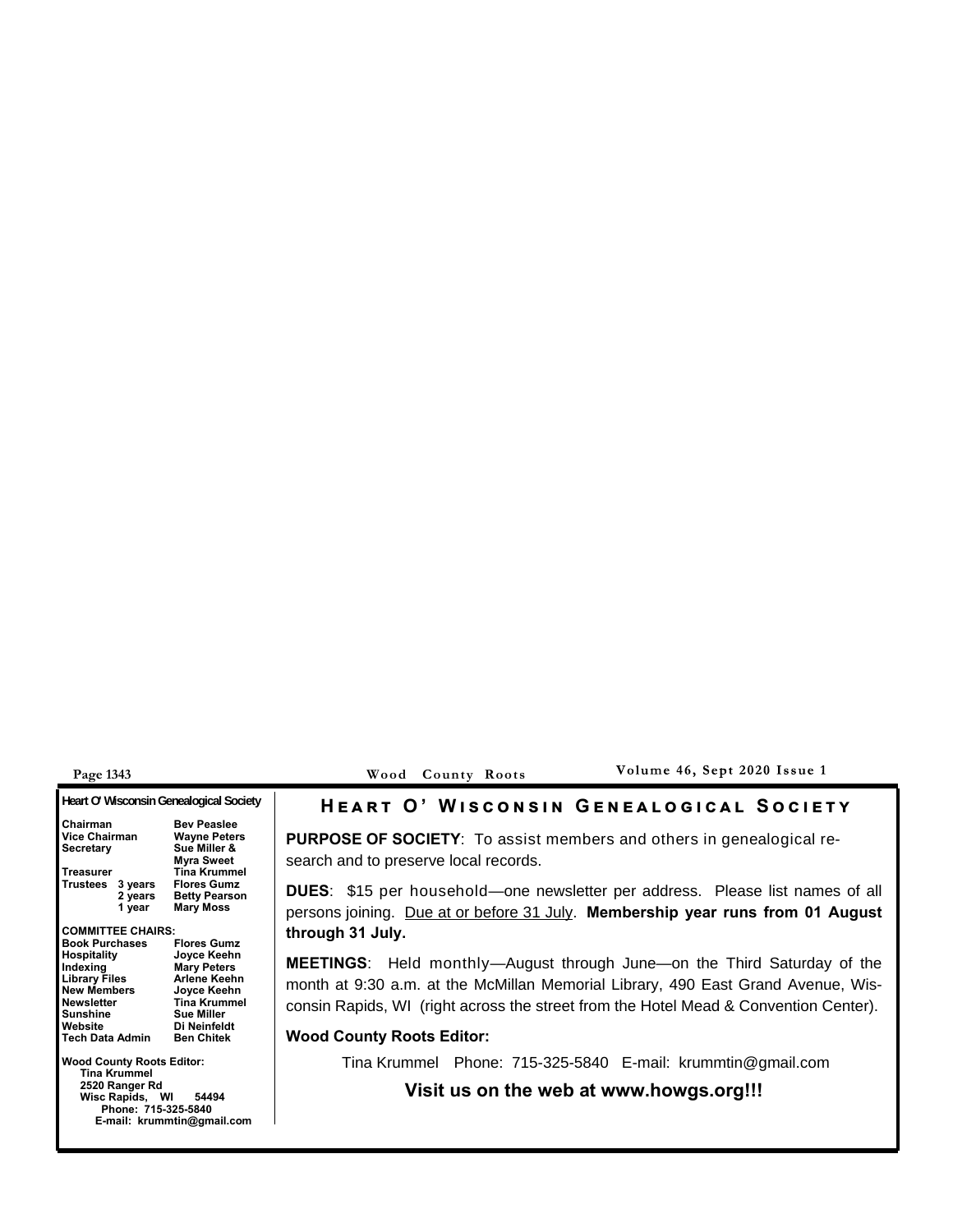**Heart O' Wisconsin Genealogical Society**

| | |
|---|---|
| **Chairman** | **Bev Peaslee** |
| **Vice Chairman** | **Wayne Peters** |
| **Secretary** | **Sue Miller & Myra Sweet** |
| **Treasurer** | **Tina Krummel** |
| **Trustees 3 years** | **Flores Gumz** |
| **2 years** | **Betty Pearson** |
| **1 year** | **Mary Moss** |

**COMMITTEE CHAIRS:**

| | |
|---|---|
| **Book Purchases** | **Flores Gumz** |
| **Hospitality** | **Joyce Keehn** |
| **Indexing** | **Mary Peters** |
| **Library Files** | **Arlene Keehn** |
| **New Members** | **Joyce Keehn** |
| **Newsletter** | **Tina Krummel** |
| **Sunshine** | **Sue Miller** |
| **Website** | **Di Neinfeldt** |
| **Tech Data Admin** | **Ben Chitek** |

**Wood County Roots Editor:**
**Tina Krummel**
**2520 Ranger Rd**
**Wisc Rapids, WI 54494**
**Phone: 715-325-5840**
**E-mail: krummtin@gmail.com**

## Heart O' Wisconsin Genealogical Society

**PURPOSE OF SOCIETY**: To assist members and others in genealogical research and to preserve local records.

**DUES**: $15 per household—one newsletter per address. Please list names of all persons joining. Due at or before 31 July. **Membership year runs from 01 August through 31 July.**

**MEETINGS**: Held monthly—August through June—on the Third Saturday of the month at 9:30 a.m. at the McMillan Memorial Library, 490 East Grand Avenue, Wisconsin Rapids, WI (right across the street from the Hotel Mead & Convention Center).

**Wood County Roots Editor:**

Tina Krummel Phone: 715-325-5840 E-mail: krummtin@gmail.com

**Visit us on the web at www.howgs.org!!!**